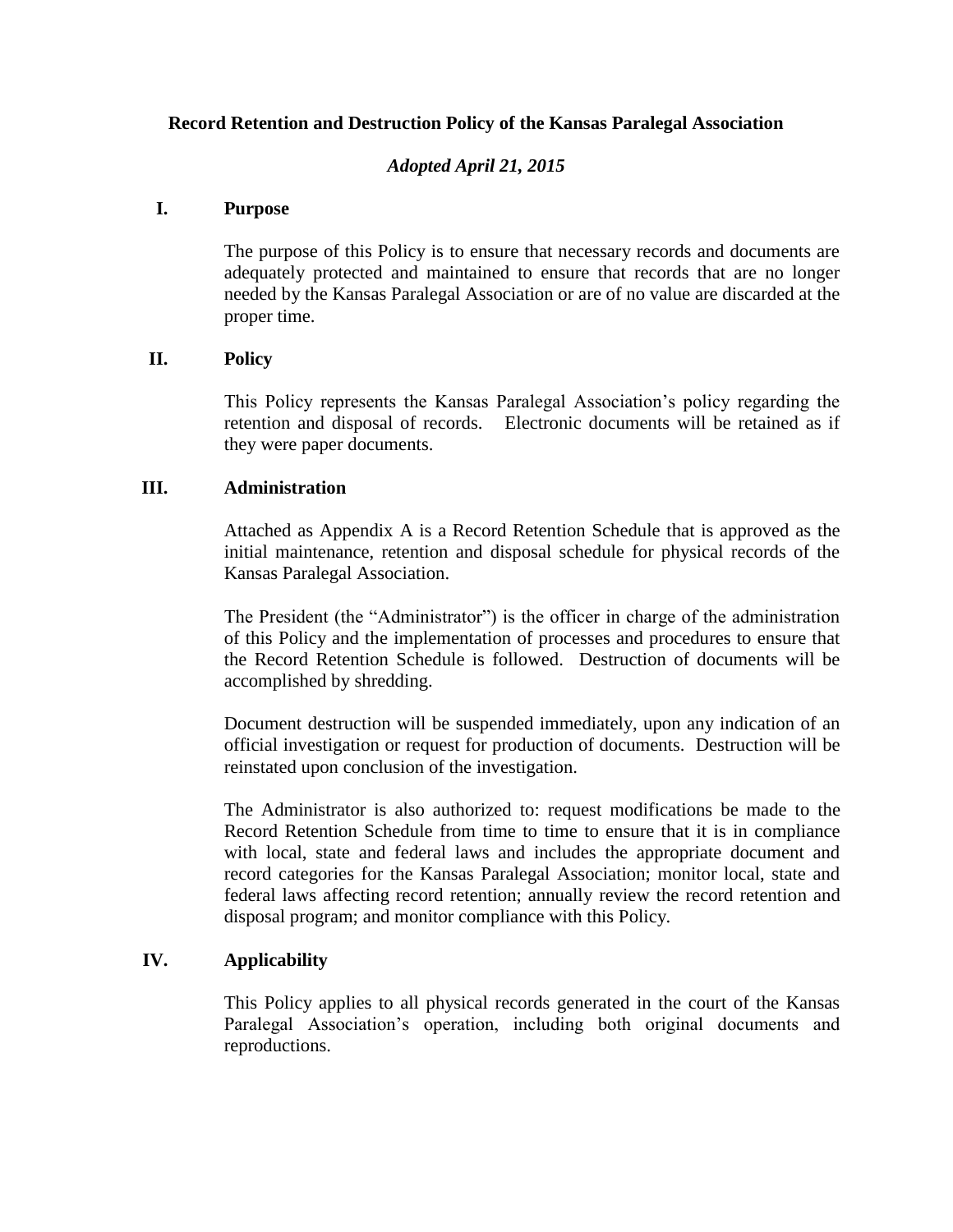**Record Retention and Destruction Policy of the Kansas Paralegal Association**

***Adopted April 21, 2015***

## I. Purpose

The purpose of this Policy is to ensure that necessary records and documents are adequately protected and maintained to ensure that records that are no longer needed by the Kansas Paralegal Association or are of no value are discarded at the proper time.

## II. Policy

This Policy represents the Kansas Paralegal Association's policy regarding the retention and disposal of records. Electronic documents will be retained as if they were paper documents.

## III. Administration

Attached as Appendix A is a Record Retention Schedule that is approved as the initial maintenance, retention and disposal schedule for physical records of the Kansas Paralegal Association.

The President (the "Administrator") is the officer in charge of the administration of this Policy and the implementation of processes and procedures to ensure that the Record Retention Schedule is followed. Destruction of documents will be accomplished by shredding.

Document destruction will be suspended immediately, upon any indication of an official investigation or request for production of documents. Destruction will be reinstated upon conclusion of the investigation.

The Administrator is also authorized to: request modifications be made to the Record Retention Schedule from time to time to ensure that it is in compliance with local, state and federal laws and includes the appropriate document and record categories for the Kansas Paralegal Association; monitor local, state and federal laws affecting record retention; annually review the record retention and disposal program; and monitor compliance with this Policy.

## IV. Applicability

This Policy applies to all physical records generated in the court of the Kansas Paralegal Association's operation, including both original documents and reproductions.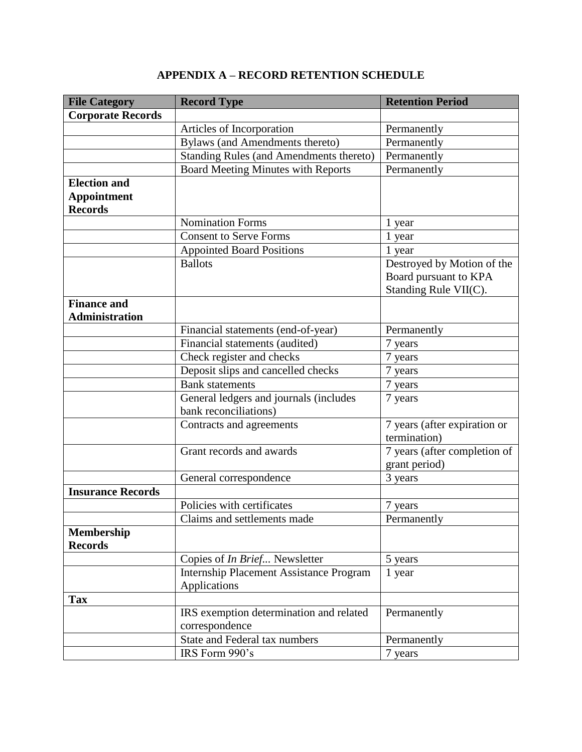# APPENDIX A – RECORD RETENTION SCHEDULE

| File Category | Record Type | Retention Period |
|---|---|---|
| **Corporate Records** | | |
| | Articles of Incorporation | Permanently |
| | Bylaws (and Amendments thereto) | Permanently |
| | Standing Rules (and Amendments thereto) | Permanently |
| | Board Meeting Minutes with Reports | Permanently |
| **Election and Appointment Records** | | |
| | Nomination Forms | 1 year |
| | Consent to Serve Forms | 1 year |
| | Appointed Board Positions | 1 year |
| | Ballots | Destroyed by Motion of the Board pursuant to KPA Standing Rule VII(C). |
| **Finance and Administration** | | |
| | Financial statements (end-of-year) | Permanently |
| | Financial statements (audited) | 7 years |
| | Check register and checks | 7 years |
| | Deposit slips and cancelled checks | 7 years |
| | Bank statements | 7 years |
| | General ledgers and journals (includes bank reconciliations) | 7 years |
| | Contracts and agreements | 7 years (after expiration or termination) |
| | Grant records and awards | 7 years (after completion of grant period) |
| | General correspondence | 3 years |
| **Insurance Records** | | |
| | Policies with certificates | 7 years |
| | Claims and settlements made | Permanently |
| **Membership Records** | | |
| | Copies of *In Brief...* Newsletter | 5 years |
| | Internship Placement Assistance Program Applications | 1 year |
| **Tax** | | |
| | IRS exemption determination and related correspondence | Permanently |
| | State and Federal tax numbers | Permanently |
| | IRS Form 990's | 7 years |